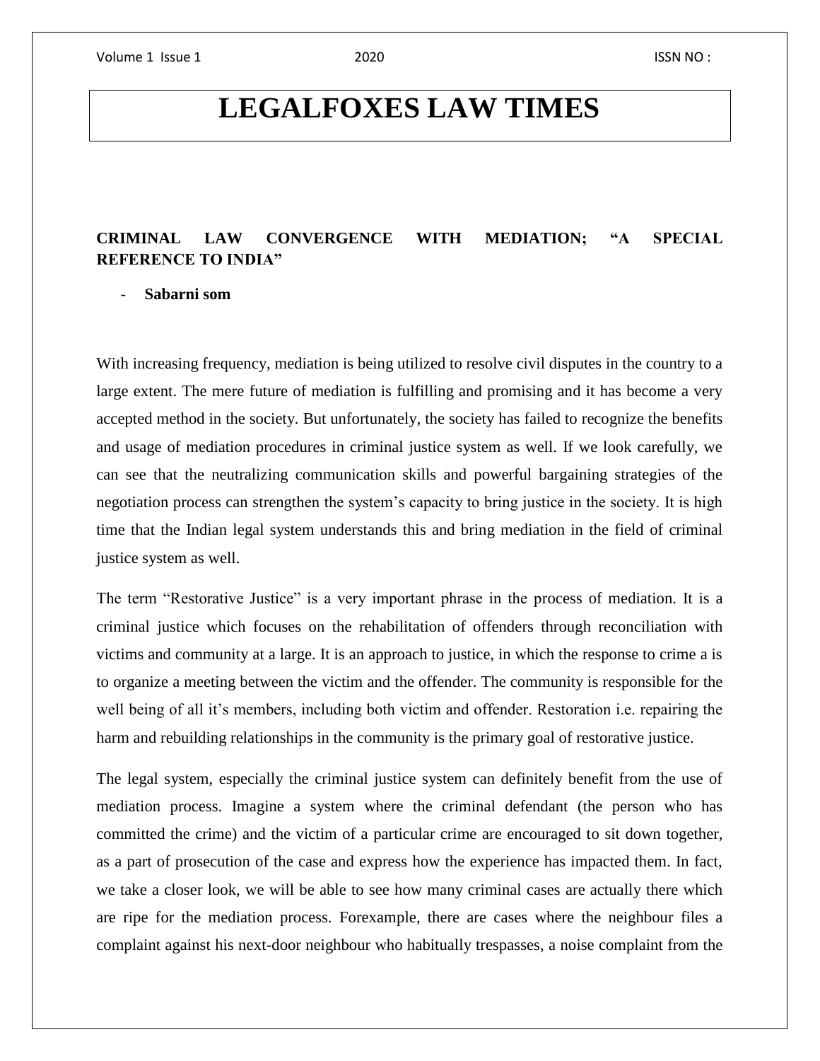# LEGALFOXES LAW TIMES

## CRIMINAL LAW CONVERGENCE WITH MEDIATION; "A SPECIAL REFERENCE TO INDIA"

- **Sabarni som**

With increasing frequency, mediation is being utilized to resolve civil disputes in the country to a large extent. The mere future of mediation is fulfilling and promising and it has become a very accepted method in the society. But unfortunately, the society has failed to recognize the benefits and usage of mediation procedures in criminal justice system as well. If we look carefully, we can see that the neutralizing communication skills and powerful bargaining strategies of the negotiation process can strengthen the system's capacity to bring justice in the society. It is high time that the Indian legal system understands this and bring mediation in the field of criminal justice system as well.

The term "Restorative Justice" is a very important phrase in the process of mediation. It is a criminal justice which focuses on the rehabilitation of offenders through reconciliation with victims and community at a large. It is an approach to justice, in which the response to crime a is to organize a meeting between the victim and the offender. The community is responsible for the well being of all it's members, including both victim and offender. Restoration i.e. repairing the harm and rebuilding relationships in the community is the primary goal of restorative justice.

The legal system, especially the criminal justice system can definitely benefit from the use of mediation process. Imagine a system where the criminal defendant (the person who has committed the crime) and the victim of a particular crime are encouraged to sit down together, as a part of prosecution of the case and express how the experience has impacted them. In fact, we take a closer look, we will be able to see how many criminal cases are actually there which are ripe for the mediation process. Forexample, there are cases where the neighbour files a complaint against his next-door neighbour who habitually trespasses, a noise complaint from the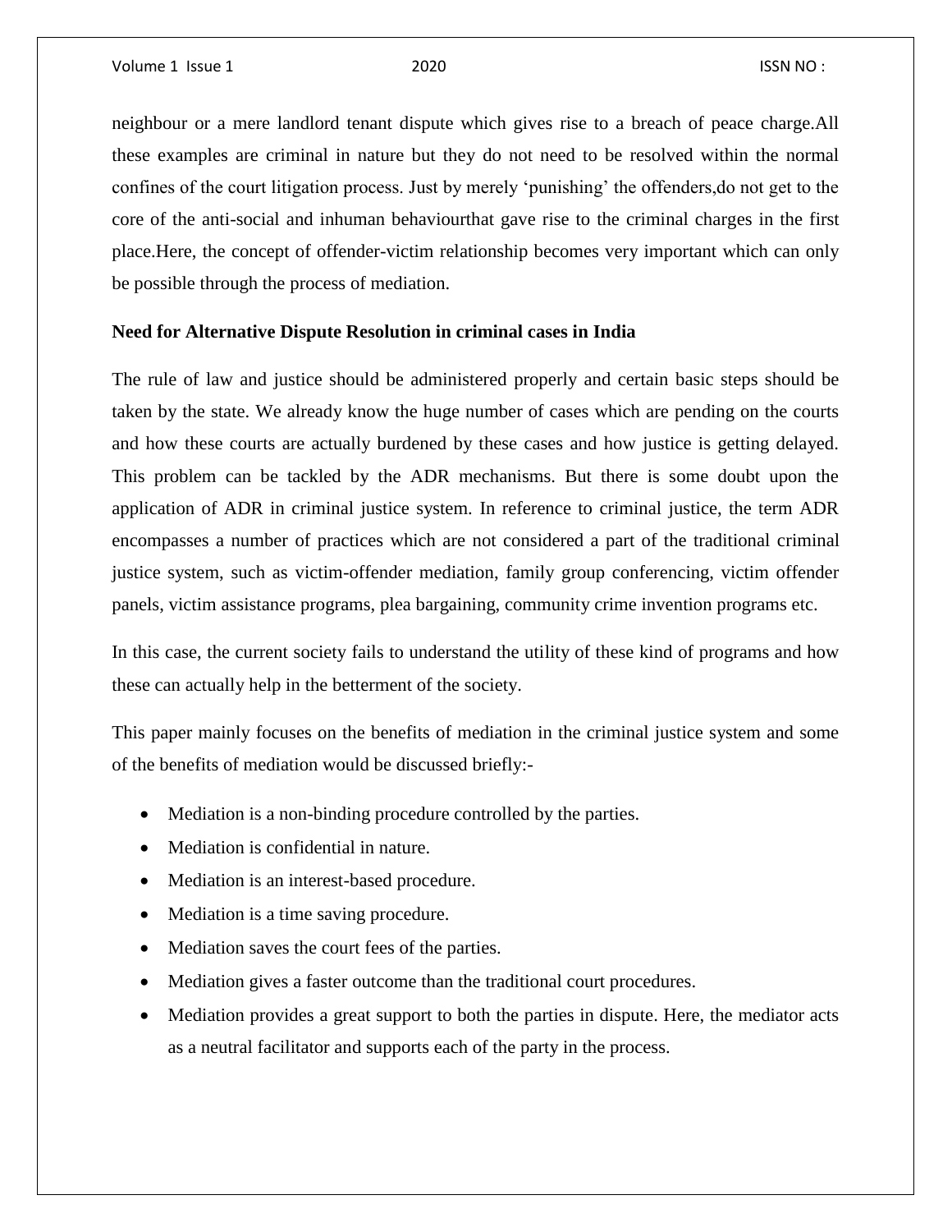neighbour or a mere landlord tenant dispute which gives rise to a breach of peace charge.All these examples are criminal in nature but they do not need to be resolved within the normal confines of the court litigation process. Just by merely 'punishing' the offenders,do not get to the core of the anti-social and inhuman behaviourthat gave rise to the criminal charges in the first place.Here, the concept of offender-victim relationship becomes very important which can only be possible through the process of mediation.

**Need for Alternative Dispute Resolution in criminal cases in India**

The rule of law and justice should be administered properly and certain basic steps should be taken by the state. We already know the huge number of cases which are pending on the courts and how these courts are actually burdened by these cases and how justice is getting delayed. This problem can be tackled by the ADR mechanisms. But there is some doubt upon the application of ADR in criminal justice system. In reference to criminal justice, the term ADR encompasses a number of practices which are not considered a part of the traditional criminal justice system, such as victim-offender mediation, family group conferencing, victim offender panels, victim assistance programs, plea bargaining, community crime invention programs etc.

In this case, the current society fails to understand the utility of these kind of programs and how these can actually help in the betterment of the society.

This paper mainly focuses on the benefits of mediation in the criminal justice system and some of the benefits of mediation would be discussed briefly:-

- Mediation is a non-binding procedure controlled by the parties.
- Mediation is confidential in nature.
- Mediation is an interest-based procedure.
- Mediation is a time saving procedure.
- Mediation saves the court fees of the parties.
- Mediation gives a faster outcome than the traditional court procedures.
- Mediation provides a great support to both the parties in dispute. Here, the mediator acts as a neutral facilitator and supports each of the party in the process.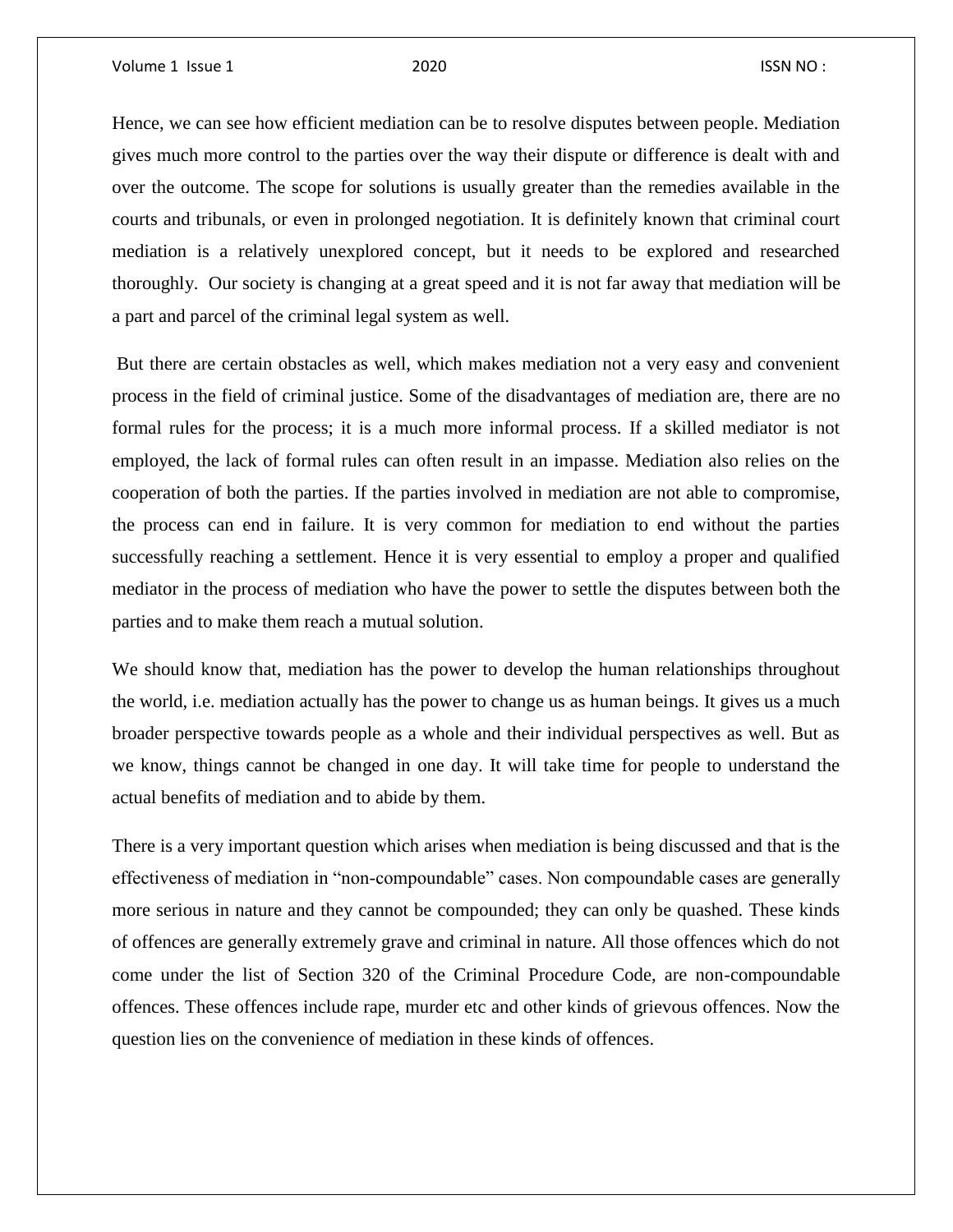Hence, we can see how efficient mediation can be to resolve disputes between people. Mediation gives much more control to the parties over the way their dispute or difference is dealt with and over the outcome. The scope for solutions is usually greater than the remedies available in the courts and tribunals, or even in prolonged negotiation. It is definitely known that criminal court mediation is a relatively unexplored concept, but it needs to be explored and researched thoroughly. Our society is changing at a great speed and it is not far away that mediation will be a part and parcel of the criminal legal system as well.

But there are certain obstacles as well, which makes mediation not a very easy and convenient process in the field of criminal justice. Some of the disadvantages of mediation are, there are no formal rules for the process; it is a much more informal process. If a skilled mediator is not employed, the lack of formal rules can often result in an impasse. Mediation also relies on the cooperation of both the parties. If the parties involved in mediation are not able to compromise, the process can end in failure. It is very common for mediation to end without the parties successfully reaching a settlement. Hence it is very essential to employ a proper and qualified mediator in the process of mediation who have the power to settle the disputes between both the parties and to make them reach a mutual solution.

We should know that, mediation has the power to develop the human relationships throughout the world, i.e. mediation actually has the power to change us as human beings. It gives us a much broader perspective towards people as a whole and their individual perspectives as well. But as we know, things cannot be changed in one day. It will take time for people to understand the actual benefits of mediation and to abide by them.

There is a very important question which arises when mediation is being discussed and that is the effectiveness of mediation in "non-compoundable" cases. Non compoundable cases are generally more serious in nature and they cannot be compounded; they can only be quashed. These kinds of offences are generally extremely grave and criminal in nature. All those offences which do not come under the list of Section 320 of the Criminal Procedure Code, are non-compoundable offences. These offences include rape, murder etc and other kinds of grievous offences. Now the question lies on the convenience of mediation in these kinds of offences.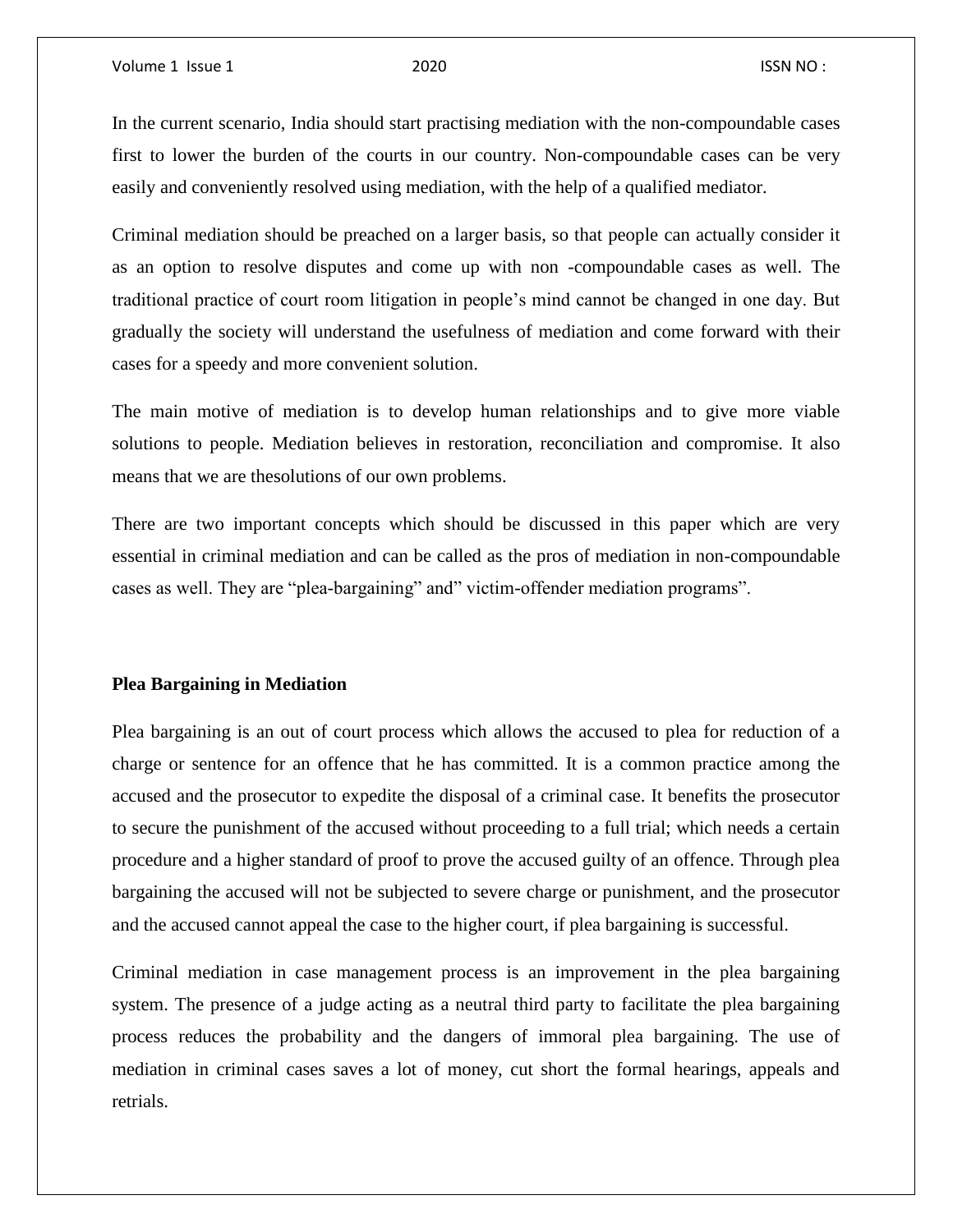In the current scenario, India should start practising mediation with the non-compoundable cases first to lower the burden of the courts in our country. Non-compoundable cases can be very easily and conveniently resolved using mediation, with the help of a qualified mediator.

Criminal mediation should be preached on a larger basis, so that people can actually consider it as an option to resolve disputes and come up with non -compoundable cases as well. The traditional practice of court room litigation in people's mind cannot be changed in one day. But gradually the society will understand the usefulness of mediation and come forward with their cases for a speedy and more convenient solution.

The main motive of mediation is to develop human relationships and to give more viable solutions to people. Mediation believes in restoration, reconciliation and compromise. It also means that we are thesolutions of our own problems.

There are two important concepts which should be discussed in this paper which are very essential in criminal mediation and can be called as the pros of mediation in non-compoundable cases as well. They are "plea-bargaining" and" victim-offender mediation programs".

**Plea Bargaining in Mediation**

Plea bargaining is an out of court process which allows the accused to plea for reduction of a charge or sentence for an offence that he has committed. It is a common practice among the accused and the prosecutor to expedite the disposal of a criminal case. It benefits the prosecutor to secure the punishment of the accused without proceeding to a full trial; which needs a certain procedure and a higher standard of proof to prove the accused guilty of an offence. Through plea bargaining the accused will not be subjected to severe charge or punishment, and the prosecutor and the accused cannot appeal the case to the higher court, if plea bargaining is successful.

Criminal mediation in case management process is an improvement in the plea bargaining system. The presence of a judge acting as a neutral third party to facilitate the plea bargaining process reduces the probability and the dangers of immoral plea bargaining. The use of mediation in criminal cases saves a lot of money, cut short the formal hearings, appeals and retrials.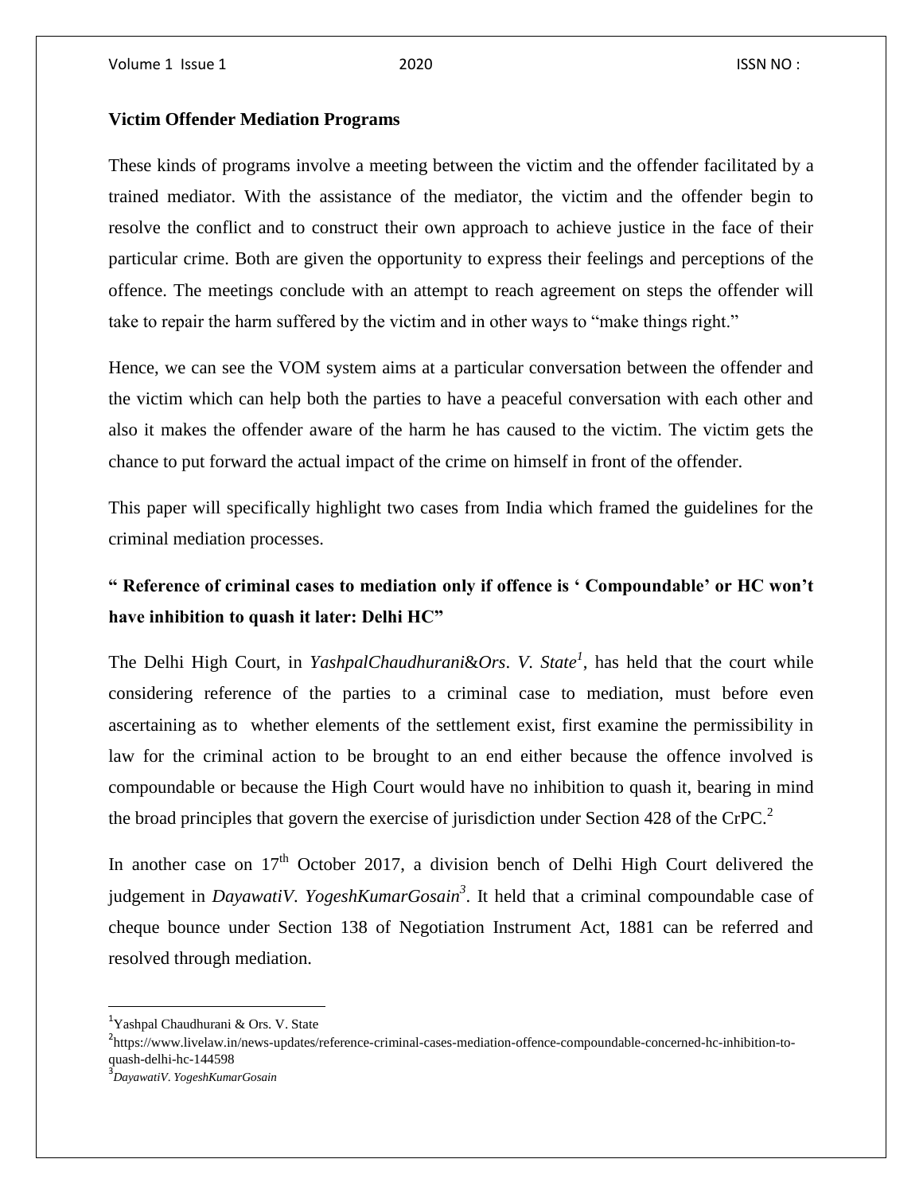### Victim Offender Mediation Programs

These kinds of programs involve a meeting between the victim and the offender facilitated by a trained mediator. With the assistance of the mediator, the victim and the offender begin to resolve the conflict and to construct their own approach to achieve justice in the face of their particular crime. Both are given the opportunity to express their feelings and perceptions of the offence. The meetings conclude with an attempt to reach agreement on steps the offender will take to repair the harm suffered by the victim and in other ways to "make things right."

Hence, we can see the VOM system aims at a particular conversation between the offender and the victim which can help both the parties to have a peaceful conversation with each other and also it makes the offender aware of the harm he has caused to the victim. The victim gets the chance to put forward the actual impact of the crime on himself in front of the offender.

This paper will specifically highlight two cases from India which framed the guidelines for the criminal mediation processes.

### " Reference of criminal cases to mediation only if offence is ' Compoundable' or HC won't have inhibition to quash it later: Delhi HC"

The Delhi High Court, in *YashpalChaudhurani&Ors. V. State*[1], has held that the court while considering reference of the parties to a criminal case to mediation, must before even ascertaining as to whether elements of the settlement exist, first examine the permissibility in law for the criminal action to be brought to an end either because the offence involved is compoundable or because the High Court would have no inhibition to quash it, bearing in mind the broad principles that govern the exercise of jurisdiction under Section 428 of the CrPC.[2]

In another case on 17th October 2017, a division bench of Delhi High Court delivered the judgement in *DayawatiV. YogeshKumarGosain*[3]. It held that a criminal compoundable case of cheque bounce under Section 138 of Negotiation Instrument Act, 1881 can be referred and resolved through mediation.

---

[1] Yashpal Chaudhurani & Ors. V. State

[2] https://www.livelaw.in/news-updates/reference-criminal-cases-mediation-offence-compoundable-concerned-hc-inhibition-to-quash-delhi-hc-144598

[3] *DayawatiV. YogeshKumarGosain*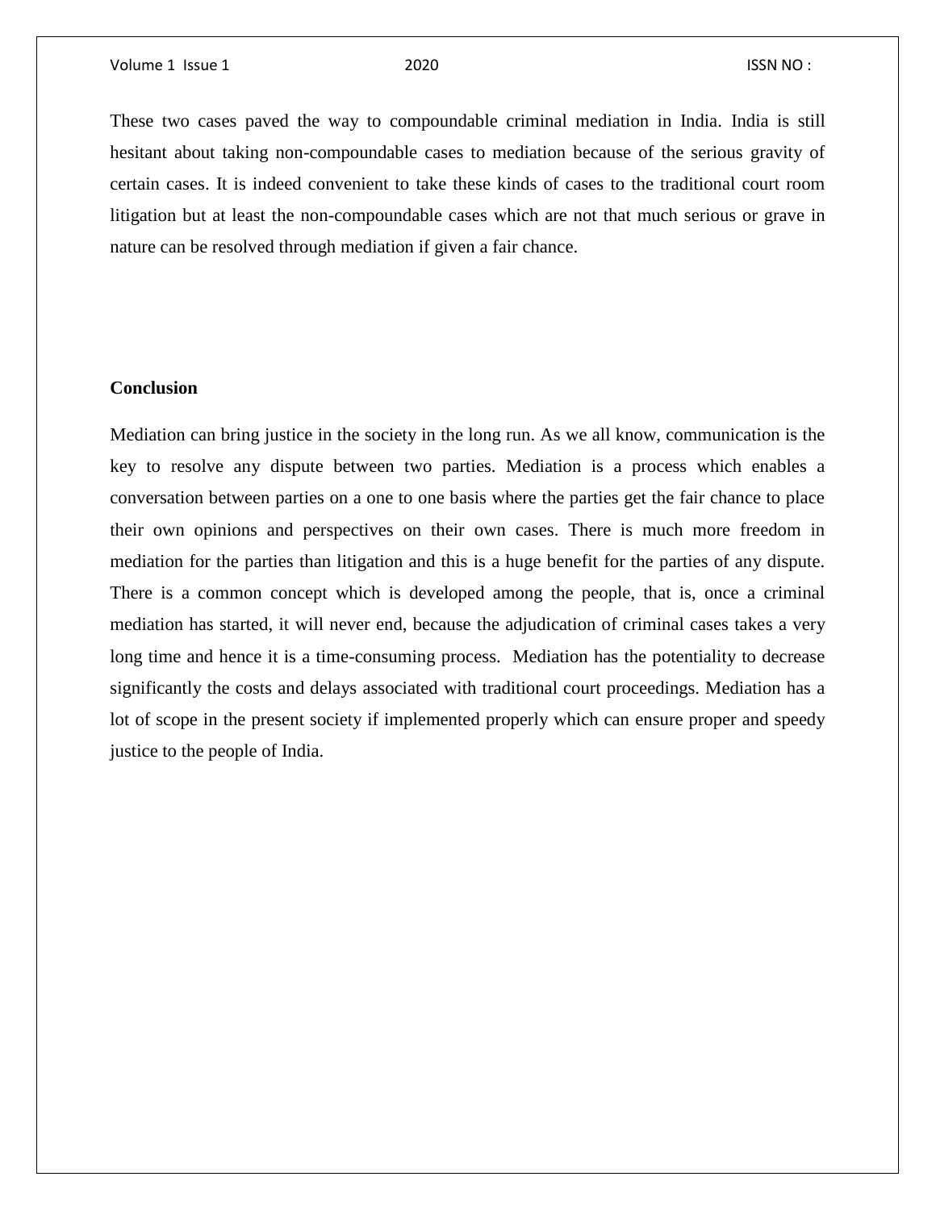These two cases paved the way to compoundable criminal mediation in India. India is still hesitant about taking non-compoundable cases to mediation because of the serious gravity of certain cases. It is indeed convenient to take these kinds of cases to the traditional court room litigation but at least the non-compoundable cases which are not that much serious or grave in nature can be resolved through mediation if given a fair chance.

**Conclusion**

Mediation can bring justice in the society in the long run. As we all know, communication is the key to resolve any dispute between two parties. Mediation is a process which enables a conversation between parties on a one to one basis where the parties get the fair chance to place their own opinions and perspectives on their own cases. There is much more freedom in mediation for the parties than litigation and this is a huge benefit for the parties of any dispute. There is a common concept which is developed among the people, that is, once a criminal mediation has started, it will never end, because the adjudication of criminal cases takes a very long time and hence it is a time-consuming process. Mediation has the potentiality to decrease significantly the costs and delays associated with traditional court proceedings. Mediation has a lot of scope in the present society if implemented properly which can ensure proper and speedy justice to the people of India.